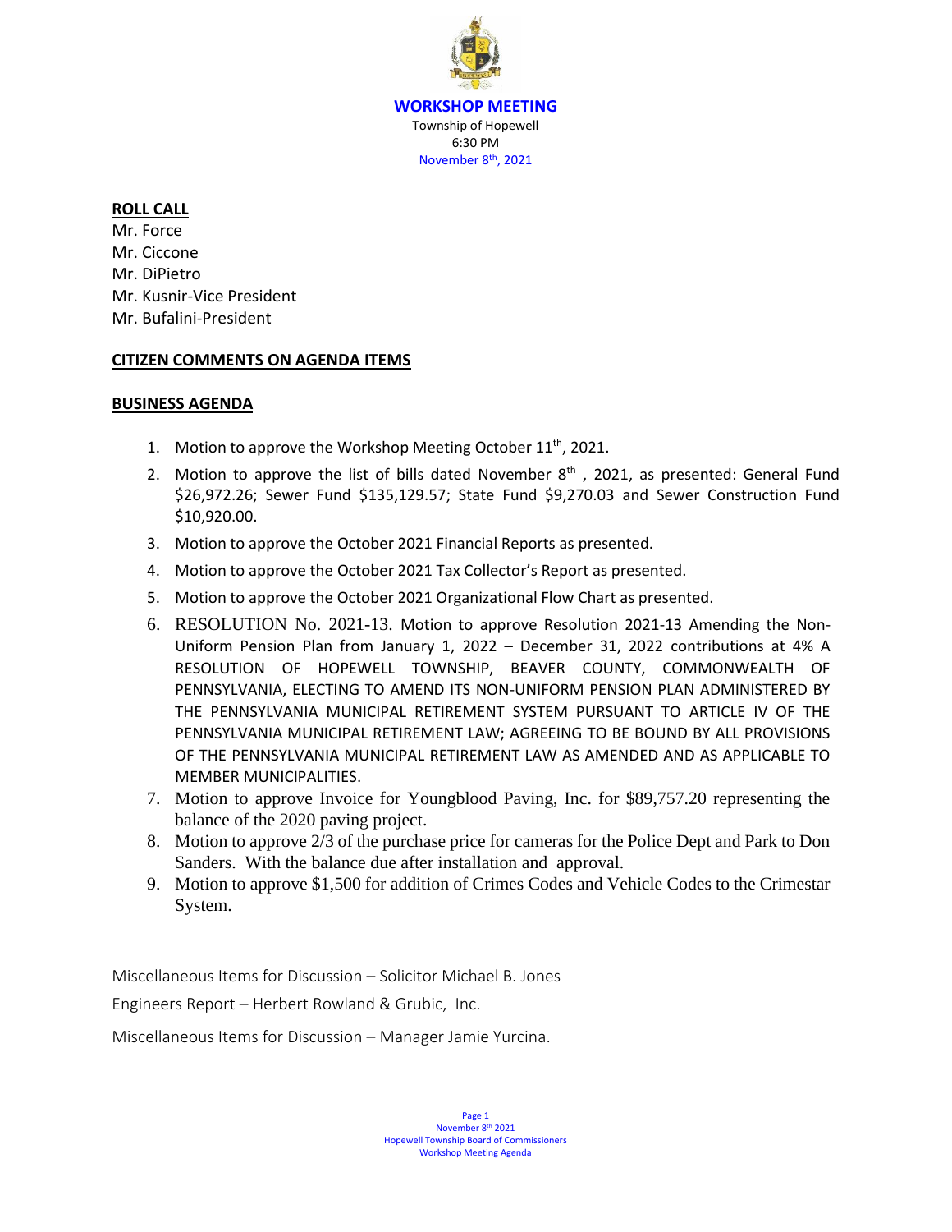# WORKSHOP MEETING

Township of Hopewell
6:30 PM
November 8th, 2021

**ROLL CALL**

Mr. Force
Mr. Ciccone
Mr. DiPietro
Mr. Kusnir-Vice President
Mr. Bufalini-President

**CITIZEN COMMENTS ON AGENDA ITEMS**

**BUSINESS AGENDA**

1. Motion to approve the Workshop Meeting October 11th, 2021.
2. Motion to approve the list of bills dated November 8th , 2021, as presented: General Fund $26,972.26; Sewer Fund $135,129.57; State Fund $9,270.03 and Sewer Construction Fund $10,920.00.
3. Motion to approve the October 2021 Financial Reports as presented.
4. Motion to approve the October 2021 Tax Collector's Report as presented.
5. Motion to approve the October 2021 Organizational Flow Chart as presented.
6. RESOLUTION No. 2021-13. Motion to approve Resolution 2021-13 Amending the Non-Uniform Pension Plan from January 1, 2022 – December 31, 2022 contributions at 4% A RESOLUTION OF HOPEWELL TOWNSHIP, BEAVER COUNTY, COMMONWEALTH OF PENNSYLVANIA, ELECTING TO AMEND ITS NON-UNIFORM PENSION PLAN ADMINISTERED BY THE PENNSYLVANIA MUNICIPAL RETIREMENT SYSTEM PURSUANT TO ARTICLE IV OF THE PENNSYLVANIA MUNICIPAL RETIREMENT LAW; AGREEING TO BE BOUND BY ALL PROVISIONS OF THE PENNSYLVANIA MUNICIPAL RETIREMENT LAW AS AMENDED AND AS APPLICABLE TO MEMBER MUNICIPALITIES.
7. Motion to approve Invoice for Youngblood Paving, Inc. for $89,757.20 representing the balance of the 2020 paving project.
8. Motion to approve 2/3 of the purchase price for cameras for the Police Dept and Park to Don Sanders. With the balance due after installation and approval.
9. Motion to approve $1,500 for addition of Crimes Codes and Vehicle Codes to the Crimestar System.

Miscellaneous Items for Discussion – Solicitor Michael B. Jones

Engineers Report – Herbert Rowland & Grubic, Inc.

Miscellaneous Items for Discussion – Manager Jamie Yurcina.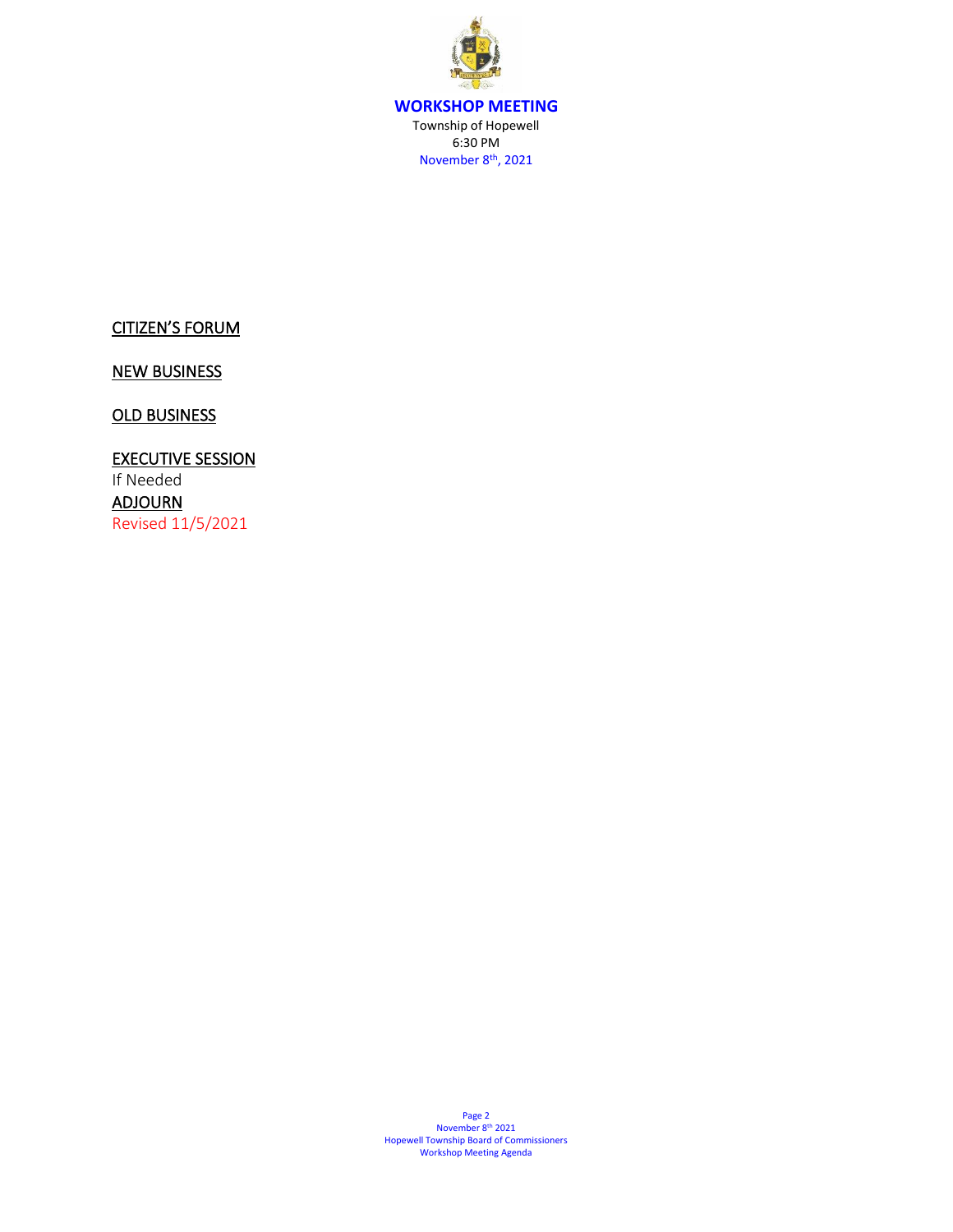**WORKSHOP MEETING**

Township of Hopewell
6:30 PM
November 8th, 2021

CITIZEN'S FORUM

NEW BUSINESS

OLD BUSINESS

EXECUTIVE SESSION

If Needed

ADJOURN

Revised 11/5/2021